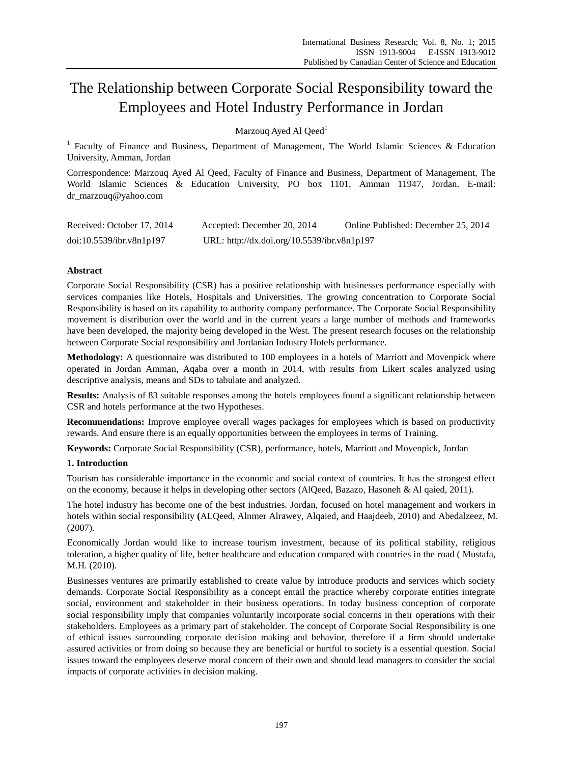# The Relationship between Corporate Social Responsibility toward the Employees and Hotel Industry Performance in Jordan

Marzouq Ayed Al Qeed[1]

[1] Faculty of Finance and Business, Department of Management, The World Islamic Sciences & Education University, Amman, Jordan

Correspondence: Marzouq Ayed Al Qeed, Faculty of Finance and Business, Department of Management, The World Islamic Sciences & Education University, PO box 1101, Amman 11947, Jordan. E-mail: dr_marzouq@yahoo.com

Received: October 17, 2014 Accepted: December 20, 2014 Online Published: December 25, 2014

doi:10.5539/ibr.v8n1p197 URL: http://dx.doi.org/10.5539/ibr.v8n1p197

**Abstract**

Corporate Social Responsibility (CSR) has a positive relationship with businesses performance especially with services companies like Hotels, Hospitals and Universities. The growing concentration to Corporate Social Responsibility is based on its capability to authority company performance. The Corporate Social Responsibility movement is distribution over the world and in the current years a large number of methods and frameworks have been developed, the majority being developed in the West. The present research focuses on the relationship between Corporate Social responsibility and Jordanian Industry Hotels performance.

**Methodology:** A questionnaire was distributed to 100 employees in a hotels of Marriott and Movenpick where operated in Jordan Amman, Aqaba over a month in 2014, with results from Likert scales analyzed using descriptive analysis, means and SDs to tabulate and analyzed.

**Results:** Analysis of 83 suitable responses among the hotels employees found a significant relationship between CSR and hotels performance at the two Hypotheses.

**Recommendations:** Improve employee overall wages packages for employees which is based on productivity rewards. And ensure there is an equally opportunities between the employees in terms of Training.

**Keywords:** Corporate Social Responsibility (CSR), performance, hotels, Marriott and Movenpick, Jordan

## 1. Introduction

Tourism has considerable importance in the economic and social context of countries. It has the strongest effect on the economy, because it helps in developing other sectors (AlQeed, Bazazo, Hasoneh & Al qaied, 2011).

The hotel industry has become one of the best industries. Jordan, focused on hotel management and workers in hotels within social responsibility **(**ALQeed, Alnmer Alrawey, Alqaied, and Haajdeeb, 2010) and Abedalzeez, M. (2007).

Economically Jordan would like to increase tourism investment, because of its political stability, religious toleration, a higher quality of life, better healthcare and education compared with countries in the road ( Mustafa, M.H. (2010).

Businesses ventures are primarily established to create value by introduce products and services which society demands. Corporate Social Responsibility as a concept entail the practice whereby corporate entities integrate social, environment and stakeholder in their business operations. In today business conception of corporate social responsibility imply that companies voluntarily incorporate social concerns in their operations with their stakeholders. Employees as a primary part of stakeholder. The concept of Corporate Social Responsibility is one of ethical issues surrounding corporate decision making and behavior, therefore if a firm should undertake assured activities or from doing so because they are beneficial or hurtful to society is a essential question. Social issues toward the employees deserve moral concern of their own and should lead managers to consider the social impacts of corporate activities in decision making.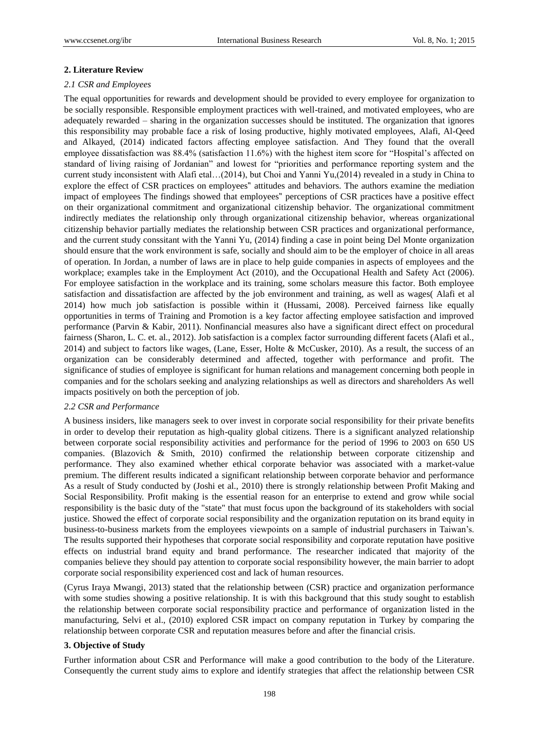## 2. Literature Review

### *2.1 CSR and Employees*

The equal opportunities for rewards and development should be provided to every employee for organization to be socially responsible. Responsible employment practices with well-trained, and motivated employees, who are adequately rewarded – sharing in the organization successes should be instituted. The organization that ignores this responsibility may probable face a risk of losing productive, highly motivated employees, Alafi, Al-Qeed and Alkayed, (2014) indicated factors affecting employee satisfaction. And They found that the overall employee dissatisfaction was 88.4% (satisfaction 11.6%) with the highest item score for "Hospital's affected on standard of living raising of Jordanian" and lowest for "priorities and performance reporting system and the current study inconsistent with Alafi etal…(2014), but Choi and Yanni Yu,(2014) revealed in a study in China to explore the effect of CSR practices on employees‟ attitudes and behaviors. The authors examine the mediation impact of employees The findings showed that employees‟ perceptions of CSR practices have a positive effect on their organizational commitment and organizational citizenship behavior. The organizational commitment indirectly mediates the relationship only through organizational citizenship behavior, whereas organizational citizenship behavior partially mediates the relationship between CSR practices and organizational performance, and the current study conssitant with the Yanni Yu, (2014) finding a case in point being Del Monte organization should ensure that the work environment is safe, socially and should aim to be the employer of choice in all areas of operation. In Jordan, a number of laws are in place to help guide companies in aspects of employees and the workplace; examples take in the Employment Act (2010), and the Occupational Health and Safety Act (2006). For employee satisfaction in the workplace and its training, some scholars measure this factor. Both employee satisfaction and dissatisfaction are affected by the job environment and training, as well as wages( Alafi et al 2014) how much job satisfaction is possible within it (Hussami, 2008). Perceived fairness like equally opportunities in terms of Training and Promotion is a key factor affecting employee satisfaction and improved performance (Parvin & Kabir, 2011). Nonfinancial measures also have a significant direct effect on procedural fairness (Sharon, L. C. et. al., 2012). Job satisfaction is a complex factor surrounding different facets (Alafi et al., 2014) and subject to factors like wages, (Lane, Esser, Holte & McCusker, 2010). As a result, the success of an organization can be considerably determined and affected, together with performance and profit. The significance of studies of employee is significant for human relations and management concerning both people in companies and for the scholars seeking and analyzing relationships as well as directors and shareholders As well impacts positively on both the perception of job.

### *2.2 CSR and Performance*

A business insiders, like managers seek to over invest in corporate social responsibility for their private benefits in order to develop their reputation as high-quality global citizens. There is a significant analyzed relationship between corporate social responsibility activities and performance for the period of 1996 to 2003 on 650 US companies. (Blazovich & Smith, 2010) confirmed the relationship between corporate citizenship and performance. They also examined whether ethical corporate behavior was associated with a market-value premium. The different results indicated a significant relationship between corporate behavior and performance As a result of Study conducted by (Joshi et al., 2010) there is strongly relationship between Profit Making and Social Responsibility. Profit making is the essential reason for an enterprise to extend and grow while social responsibility is the basic duty of the "state" that must focus upon the background of its stakeholders with social justice. Showed the effect of corporate social responsibility and the organization reputation on its brand equity in business-to-business markets from the employees viewpoints on a sample of industrial purchasers in Taiwan's. The results supported their hypotheses that corporate social responsibility and corporate reputation have positive effects on industrial brand equity and brand performance. The researcher indicated that majority of the companies believe they should pay attention to corporate social responsibility however, the main barrier to adopt corporate social responsibility experienced cost and lack of human resources.

(Cyrus Iraya Mwangi, 2013) stated that the relationship between (CSR) practice and organization performance with some studies showing a positive relationship. It is with this background that this study sought to establish the relationship between corporate social responsibility practice and performance of organization listed in the manufacturing, Selvi et al., (2010) explored CSR impact on company reputation in Turkey by comparing the relationship between corporate CSR and reputation measures before and after the financial crisis.

## 3. Objective of Study

Further information about CSR and Performance will make a good contribution to the body of the Literature. Consequently the current study aims to explore and identify strategies that affect the relationship between CSR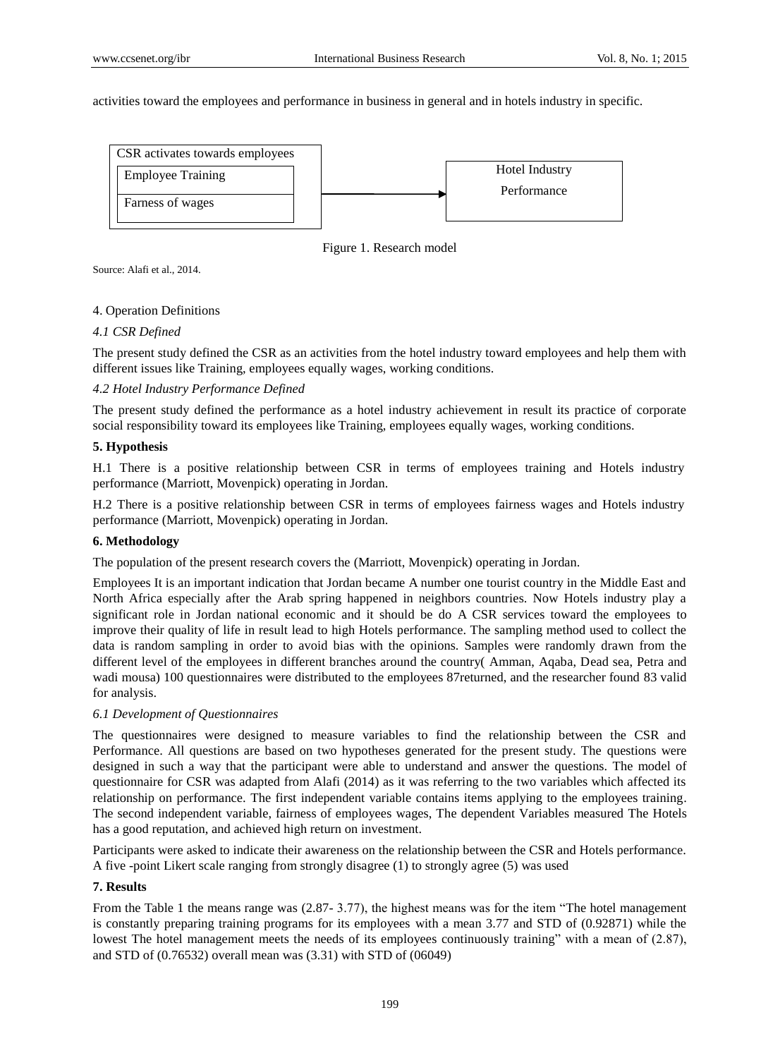activities toward the employees and performance in business in general and in hotels industry in specific.

| CSR activates towards employees | | Hotel Industry Performance |
|---|---|---|
| Employee Training | → | |
| Farness of wages | | |

Figure 1. Research model

Source: Alafi et al., 2014.

## 4. Operation Definitions

### *4.1 CSR Defined*

The present study defined the CSR as an activities from the hotel industry toward employees and help them with different issues like Training, employees equally wages, working conditions.

### *4.2 Hotel Industry Performance Defined*

The present study defined the performance as a hotel industry achievement in result its practice of corporate social responsibility toward its employees like Training, employees equally wages, working conditions.

## **5. Hypothesis**

H.1 There is a positive relationship between CSR in terms of employees training and Hotels industry performance (Marriott, Movenpick) operating in Jordan.

H.2 There is a positive relationship between CSR in terms of employees fairness wages and Hotels industry performance (Marriott, Movenpick) operating in Jordan.

## **6. Methodology**

The population of the present research covers the (Marriott, Movenpick) operating in Jordan.

Employees It is an important indication that Jordan became A number one tourist country in the Middle East and North Africa especially after the Arab spring happened in neighbors countries. Now Hotels industry play a significant role in Jordan national economic and it should be do A CSR services toward the employees to improve their quality of life in result lead to high Hotels performance. The sampling method used to collect the data is random sampling in order to avoid bias with the opinions. Samples were randomly drawn from the different level of the employees in different branches around the country( Amman, Aqaba, Dead sea, Petra and wadi mousa) 100 questionnaires were distributed to the employees 87returned, and the researcher found 83 valid for analysis.

### *6.1 Development of Questionnaires*

The questionnaires were designed to measure variables to find the relationship between the CSR and Performance. All questions are based on two hypotheses generated for the present study. The questions were designed in such a way that the participant were able to understand and answer the questions. The model of questionnaire for CSR was adapted from Alafi (2014) as it was referring to the two variables which affected its relationship on performance. The first independent variable contains items applying to the employees training. The second independent variable, fairness of employees wages, The dependent Variables measured The Hotels has a good reputation, and achieved high return on investment.

Participants were asked to indicate their awareness on the relationship between the CSR and Hotels performance. A five -point Likert scale ranging from strongly disagree (1) to strongly agree (5) was used

## **7. Results**

From the Table 1 the means range was (2.87- 3.77), the highest means was for the item "The hotel management is constantly preparing training programs for its employees with a mean 3.77 and STD of (0.92871) while the lowest The hotel management meets the needs of its employees continuously training" with a mean of (2.87), and STD of (0.76532) overall mean was (3.31) with STD of (06049)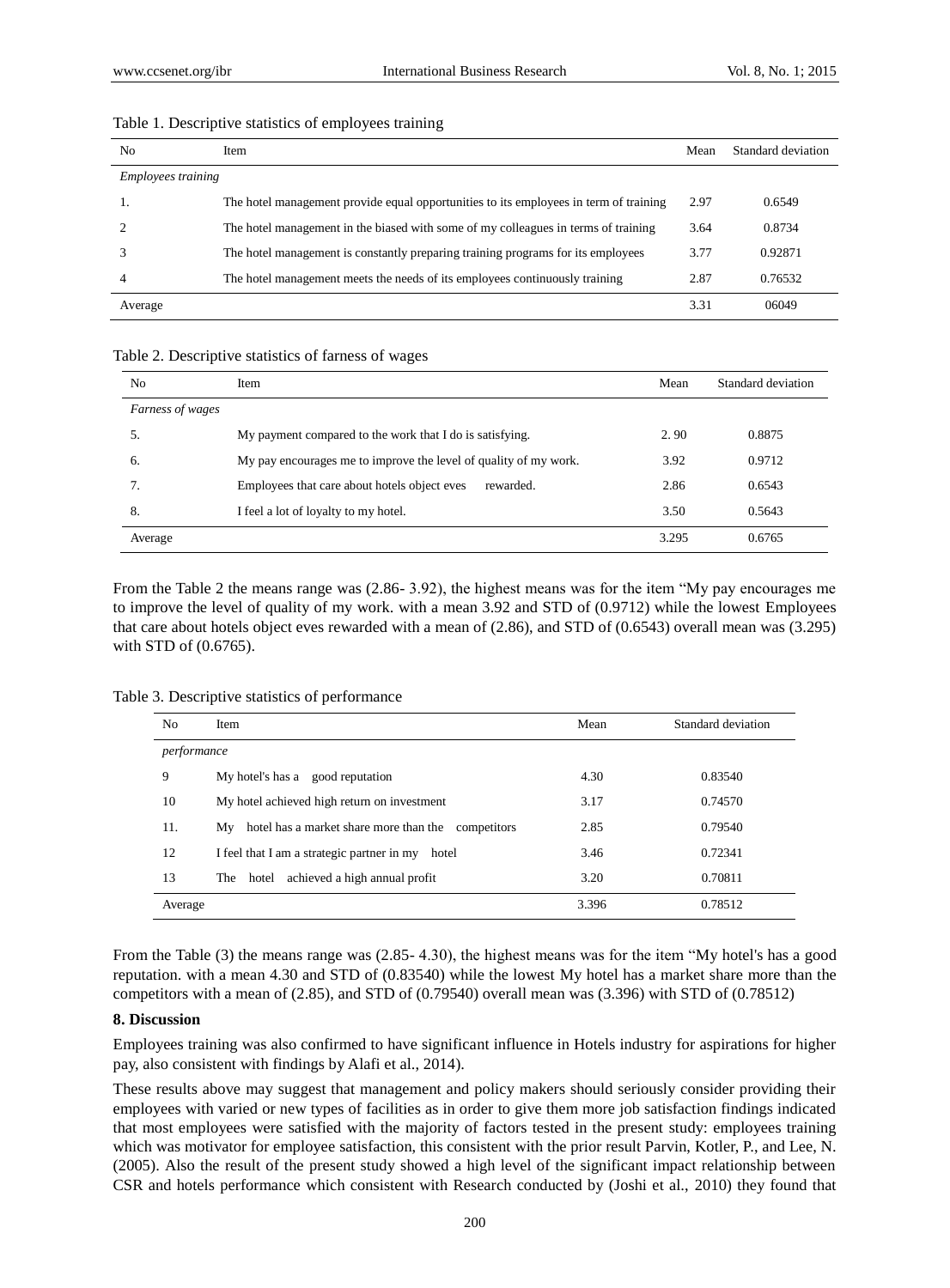Table 1. Descriptive statistics of employees training

| No | Item | Mean | Standard deviation |
|---|---|---|---|
| *Employees training* | | | |
| 1. | The hotel management provide equal opportunities to its employees in term of training | 2.97 | 0.6549 |
| 2 | The hotel management in the biased with some of my colleagues in terms of training | 3.64 | 0.8734 |
| 3 | The hotel management is constantly preparing training programs for its employees | 3.77 | 0.92871 |
| 4 | The hotel management meets the needs of its employees continuously training | 2.87 | 0.76532 |
| Average | | 3.31 | 06049 |

Table 2. Descriptive statistics of farness of wages

| No | Item | Mean | Standard deviation |
|---|---|---|---|
| *Farness of wages* | | | |
| 5. | My payment compared to the work that I do is satisfying. | 2. 90 | 0.8875 |
| 6. | My pay encourages me to improve the level of quality of my work. | 3.92 | 0.9712 |
| 7. | Employees that care about hotels object eves rewarded. | 2.86 | 0.6543 |
| 8. | I feel a lot of loyalty to my hotel. | 3.50 | 0.5643 |
| Average | | 3.295 | 0.6765 |

From the Table 2 the means range was (2.86- 3.92), the highest means was for the item "My pay encourages me to improve the level of quality of my work. with a mean 3.92 and STD of (0.9712) while the lowest Employees that care about hotels object eves rewarded with a mean of (2.86), and STD of (0.6543) overall mean was (3.295) with STD of (0.6765).

Table 3. Descriptive statistics of performance

| No | Item | Mean | Standard deviation |
|---|---|---|---|
| *performance* | | | |
| 9 | My hotel's has a good reputation | 4.30 | 0.83540 |
| 10 | My hotel achieved high return on investment | 3.17 | 0.74570 |
| 11. | My hotel has a market share more than the competitors | 2.85 | 0.79540 |
| 12 | I feel that I am a strategic partner in my hotel | 3.46 | 0.72341 |
| 13 | The hotel achieved a high annual profit | 3.20 | 0.70811 |
| Average | | 3.396 | 0.78512 |

From the Table (3) the means range was (2.85- 4.30), the highest means was for the item "My hotel's has a good reputation. with a mean 4.30 and STD of (0.83540) while the lowest My hotel has a market share more than the competitors with a mean of (2.85), and STD of (0.79540) overall mean was (3.396) with STD of (0.78512)

## 8. Discussion

Employees training was also confirmed to have significant influence in Hotels industry for aspirations for higher pay, also consistent with findings by Alafi et al., 2014).

These results above may suggest that management and policy makers should seriously consider providing their employees with varied or new types of facilities as in order to give them more job satisfaction findings indicated that most employees were satisfied with the majority of factors tested in the present study: employees training which was motivator for employee satisfaction, this consistent with the prior result Parvin, Kotler, P., and Lee, N. (2005). Also the result of the present study showed a high level of the significant impact relationship between CSR and hotels performance which consistent with Research conducted by (Joshi et al., 2010) they found that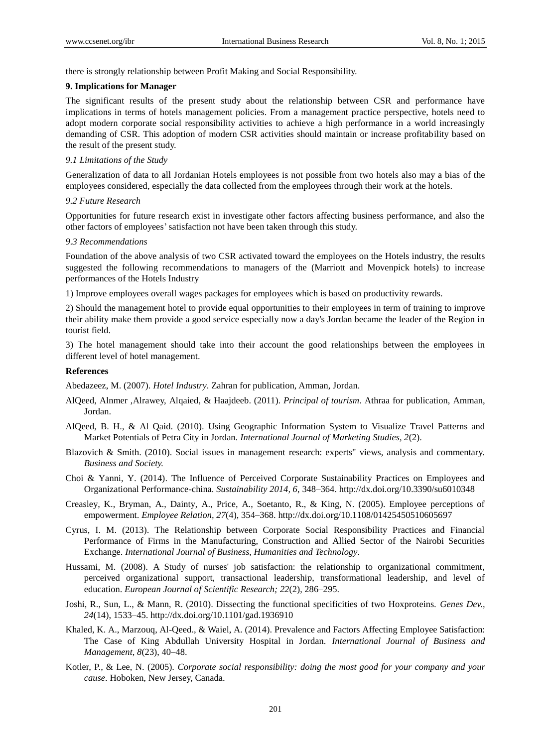there is strongly relationship between Profit Making and Social Responsibility.

## 9. Implications for Manager

The significant results of the present study about the relationship between CSR and performance have implications in terms of hotels management policies. From a management practice perspective, hotels need to adopt modern corporate social responsibility activities to achieve a high performance in a world increasingly demanding of CSR. This adoption of modern CSR activities should maintain or increase profitability based on the result of the present study.

### *9.1 Limitations of the Study*

Generalization of data to all Jordanian Hotels employees is not possible from two hotels also may a bias of the employees considered, especially the data collected from the employees through their work at the hotels.

### *9.2 Future Research*

Opportunities for future research exist in investigate other factors affecting business performance, and also the other factors of employees' satisfaction not have been taken through this study.

### *9.3 Recommendations*

Foundation of the above analysis of two CSR activated toward the employees on the Hotels industry, the results suggested the following recommendations to managers of the (Marriott and Movenpick hotels) to increase performances of the Hotels Industry

1) Improve employees overall wages packages for employees which is based on productivity rewards.

2) Should the management hotel to provide equal opportunities to their employees in term of training to improve their ability make them provide a good service especially now a day's Jordan became the leader of the Region in tourist field.

3) The hotel management should take into their account the good relationships between the employees in different level of hotel management.

## References

Abedazeez, M. (2007). *Hotel Industry*. Zahran for publication, Amman, Jordan.

AlQeed, Alnmer ,Alrawey, Alqaied, & Haajdeeb. (2011). *Principal of tourism*. Athraa for publication, Amman, Jordan.

AlQeed, B. H., & Al Qaid. (2010). Using Geographic Information System to Visualize Travel Patterns and Market Potentials of Petra City in Jordan. *International Journal of Marketing Studies, 2*(2).

Blazovich & Smith. (2010). Social issues in management research: experts" views, analysis and commentary. *Business and Society.*

Choi & Yanni, Y. (2014). The Influence of Perceived Corporate Sustainability Practices on Employees and Organizational Performance-china. *Sustainability 2014, 6*, 348–364. http://dx.doi.org/10.3390/su6010348

Creasley, K., Bryman, A., Dainty, A., Price, A., Soetanto, R., & King, N. (2005). Employee perceptions of empowerment. *Employee Relation, 27*(4), 354–368. http://dx.doi.org/10.1108/01425450510605697

Cyrus, I. M. (2013). The Relationship between Corporate Social Responsibility Practices and Financial Performance of Firms in the Manufacturing, Construction and Allied Sector of the Nairobi Securities Exchange. *International Journal of Business, Humanities and Technology*.

Hussami, M. (2008). A Study of nurses' job satisfaction: the relationship to organizational commitment, perceived organizational support, transactional leadership, transformational leadership, and level of education. *European Journal of Scientific Research; 22*(2), 286–295.

Joshi, R., Sun, L., & Mann, R. (2010). Dissecting the functional specificities of two Hoxproteins. *Genes Dev., 24*(14), 1533–45. http://dx.doi.org/10.1101/gad.1936910

Khaled, K. A., Marzouq, Al-Qeed., & Waiel, A. (2014). Prevalence and Factors Affecting Employee Satisfaction: The Case of King Abdullah University Hospital in Jordan. *International Journal of Business and Management, 8*(23), 40–48.

Kotler, P., & Lee, N. (2005). *Corporate social responsibility: doing the most good for your company and your cause*. Hoboken, New Jersey, Canada.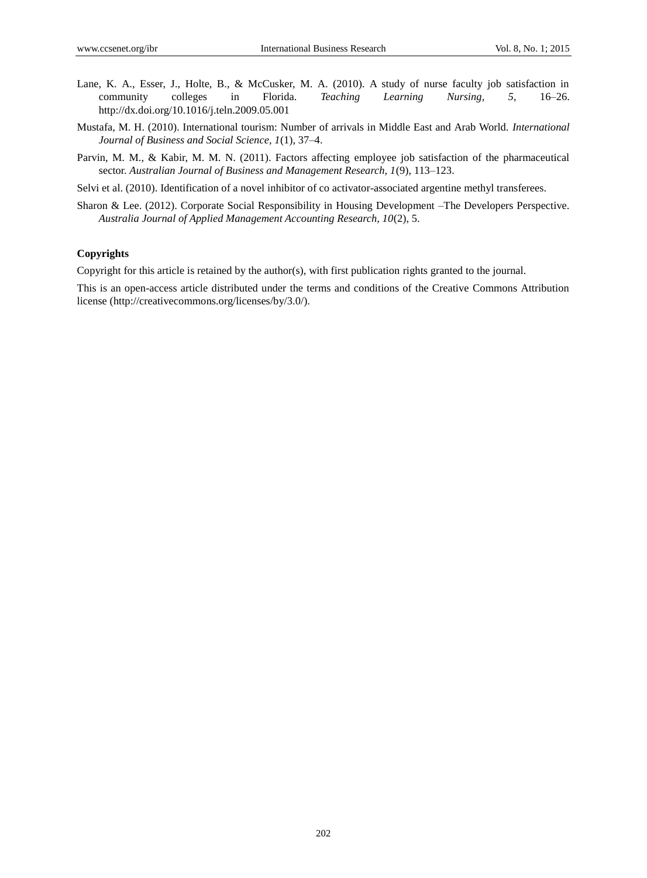Lane, K. A., Esser, J., Holte, B., & McCusker, M. A. (2010). A study of nurse faculty job satisfaction in community colleges in Florida. *Teaching Learning Nursing*, *5*, 16–26. http://dx.doi.org/10.1016/j.teln.2009.05.001

Mustafa, M. H. (2010). International tourism: Number of arrivals in Middle East and Arab World. *International Journal of Business and Social Science*, *1*(1), 37–4.

Parvin, M. M., & Kabir, M. M. N. (2011). Factors affecting employee job satisfaction of the pharmaceutical sector. *Australian Journal of Business and Management Research, 1*(9), 113–123.

Selvi et al. (2010). Identification of a novel inhibitor of co activator-associated argentine methyl transferees.

Sharon & Lee. (2012). Corporate Social Responsibility in Housing Development –The Developers Perspective. *Australia Journal of Applied Management Accounting Research, 10*(2), 5.

**Copyrights**

Copyright for this article is retained by the author(s), with first publication rights granted to the journal.

This is an open-access article distributed under the terms and conditions of the Creative Commons Attribution license (http://creativecommons.org/licenses/by/3.0/).